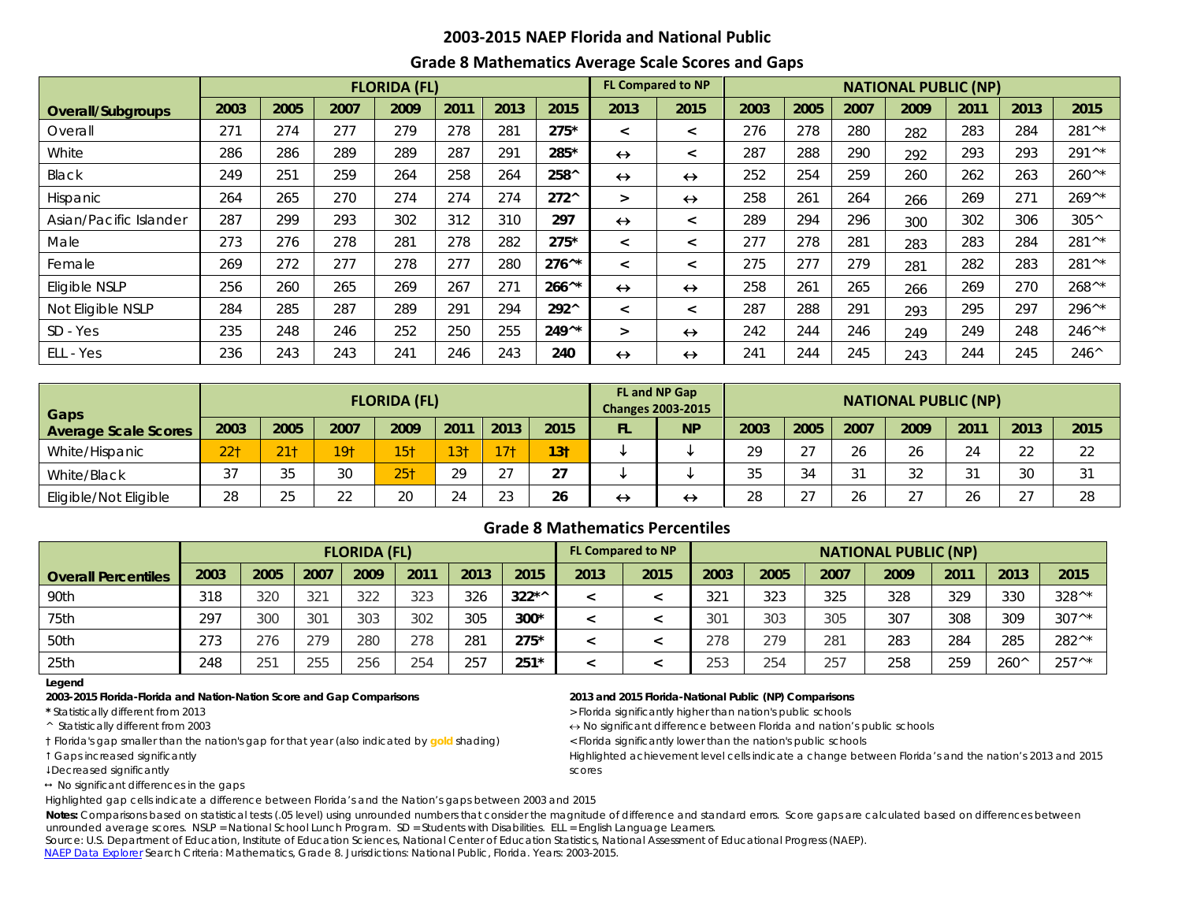## 2003-2015 NAEP Florida and National Public

### Grade 8 Mathematics Average Scale Scores and Gaps

| | FLORIDA (FL) | | | | | | | FL Compared to NP | | NATIONAL PUBLIC (NP) | | | | | | |
|---|---|---|---|---|---|---|---|---|---|---|---|---|---|---|---|---|
| **Overall/Subgroups** | **2003** | **2005** | **2007** | **2009** | **2011** | **2013** | **2015** | **2013** | **2015** | **2003** | **2005** | **2007** | **2009** | **2011** | **2013** | **2015** |
| Overall | 271 | 274 | 277 | 279 | 278 | 281 | **275*** | < | < | 276 | 278 | 280 | 282 | 283 | 284 | 281^* |
| White | 286 | 286 | 289 | 289 | 287 | 291 | **285*** | ↔ | < | 287 | 288 | 290 | 292 | 293 | 293 | 291^* |
| Black | 249 | 251 | 259 | 264 | 258 | 264 | **258^** | ↔ | ↔ | 252 | 254 | 259 | 260 | 262 | 263 | 260^* |
| Hispanic | 264 | 265 | 270 | 274 | 274 | 274 | **272^** | > | ↔ | 258 | 261 | 264 | 266 | 269 | 271 | 269^* |
| Asian/Pacific Islander | 287 | 299 | 293 | 302 | 312 | 310 | **297** | ↔ | < | 289 | 294 | 296 | 300 | 302 | 306 | 305^ |
| Male | 273 | 276 | 278 | 281 | 278 | 282 | **275*** | < | < | 277 | 278 | 281 | 283 | 283 | 284 | 281^* |
| Female | 269 | 272 | 277 | 278 | 277 | 280 | **276^*** | < | < | 275 | 277 | 279 | 281 | 282 | 283 | 281^* |
| Eligible NSLP | 256 | 260 | 265 | 269 | 267 | 271 | **266^*** | ↔ | ↔ | 258 | 261 | 265 | 266 | 269 | 270 | 268^* |
| Not Eligible NSLP | 284 | 285 | 287 | 289 | 291 | 294 | **292^** | < | < | 287 | 288 | 291 | 293 | 295 | 297 | 296^* |
| SD - Yes | 235 | 248 | 246 | 252 | 250 | 255 | **249^*** | > | ↔ | 242 | 244 | 246 | 249 | 249 | 248 | 246^* |
| ELL - Yes | 236 | 243 | 243 | 241 | 246 | 243 | **240** | ↔ | ↔ | 241 | 244 | 245 | 243 | 244 | 245 | 246^ |

| Gaps | FLORIDA (FL) | | | | | | | FL and NP Gap Changes 2003-2015 | | NATIONAL PUBLIC (NP) | | | | | | |
|---|---|---|---|---|---|---|---|---|---|---|---|---|---|---|---|---|
| **Average Scale Scores** | **2003** | **2005** | **2007** | **2009** | **2011** | **2013** | **2015** | **FL** | **NP** | **2003** | **2005** | **2007** | **2009** | **2011** | **2013** | **2015** |
| White/Hispanic | 22† | 21† | 19† | 15† | 13† | 17† | **13†** | ↓ | ↓ | 29 | 27 | 26 | 26 | 24 | 22 | 22 |
| White/Black | 37 | 35 | 30 | 25† | 29 | 27 | **27** | ↓ | ↓ | 35 | 34 | 31 | 32 | 31 | 30 | 31 |
| Eligible/Not Eligible | 28 | 25 | 22 | 20 | 24 | 23 | **26** | ↔ | ↔ | 28 | 27 | 26 | 27 | 26 | 27 | 28 |

### Grade 8 Mathematics Percentiles

| | FLORIDA (FL) | | | | | | | FL Compared to NP | | NATIONAL PUBLIC (NP) | | | | | | |
|---|---|---|---|---|---|---|---|---|---|---|---|---|---|---|---|---|
| **Overall Percentiles** | **2003** | **2005** | **2007** | **2009** | **2011** | **2013** | **2015** | **2013** | **2015** | **2003** | **2005** | **2007** | **2009** | **2011** | **2013** | **2015** |
| 90th | 318 | 320 | 321 | 322 | 323 | 326 | **322*^** | < | < | 321 | 323 | 325 | 328 | 329 | 330 | 328^* |
| 75th | 297 | 300 | 301 | 303 | 302 | 305 | **300*** | < | < | 301 | 303 | 305 | 307 | 308 | 309 | 307^* |
| 50th | 273 | 276 | 279 | 280 | 278 | 281 | **275*** | < | < | 278 | 279 | 281 | 283 | 284 | 285 | 282^* |
| 25th | 248 | 251 | 255 | 256 | 254 | 257 | **251*** | < | < | 253 | 254 | 257 | 258 | 259 | 260^ | 257^* |

**Legend**

**2003-2015 Florida-Florida and Nation-Nation Score and Gap Comparisons**

\* Statistically different from 2013

^ Statistically different from 2003

† Florida's gap smaller than the nation's gap for that year (also indicated by gold shading)

↑ Gaps increased significantly

↓ Decreased significantly

↔ No significant differences in the gaps

Highlighted gap cells indicate a difference between Florida's and the Nation's gaps between 2003 and 2015

**2013 and 2015 Florida-National Public (NP) Comparisons**

> Florida significantly higher than nation's public schools

↔ No significant difference between Florida and nation's public schools

< Florida significantly lower than the nation's public schools

Highlighted achievement level cells indicate a change between Florida's and the nation's 2013 and 2015 scores

**Notes:** Comparisons based on statistical tests (.05 level) using unrounded numbers that consider the magnitude of difference and standard errors. Score gaps are calculated based on differences between unrounded average scores. NSLP = National School Lunch Program. SD = Students with Disabilities. ELL = English Language Learners.

Source: U.S. Department of Education, Institute of Education Sciences, National Center of Education Statistics, National Assessment of Educational Progress (NAEP).

NAEP Data Explorer Search Criteria: Mathematics, Grade 8. Jurisdictions: National Public, Florida. Years: 2003-2015.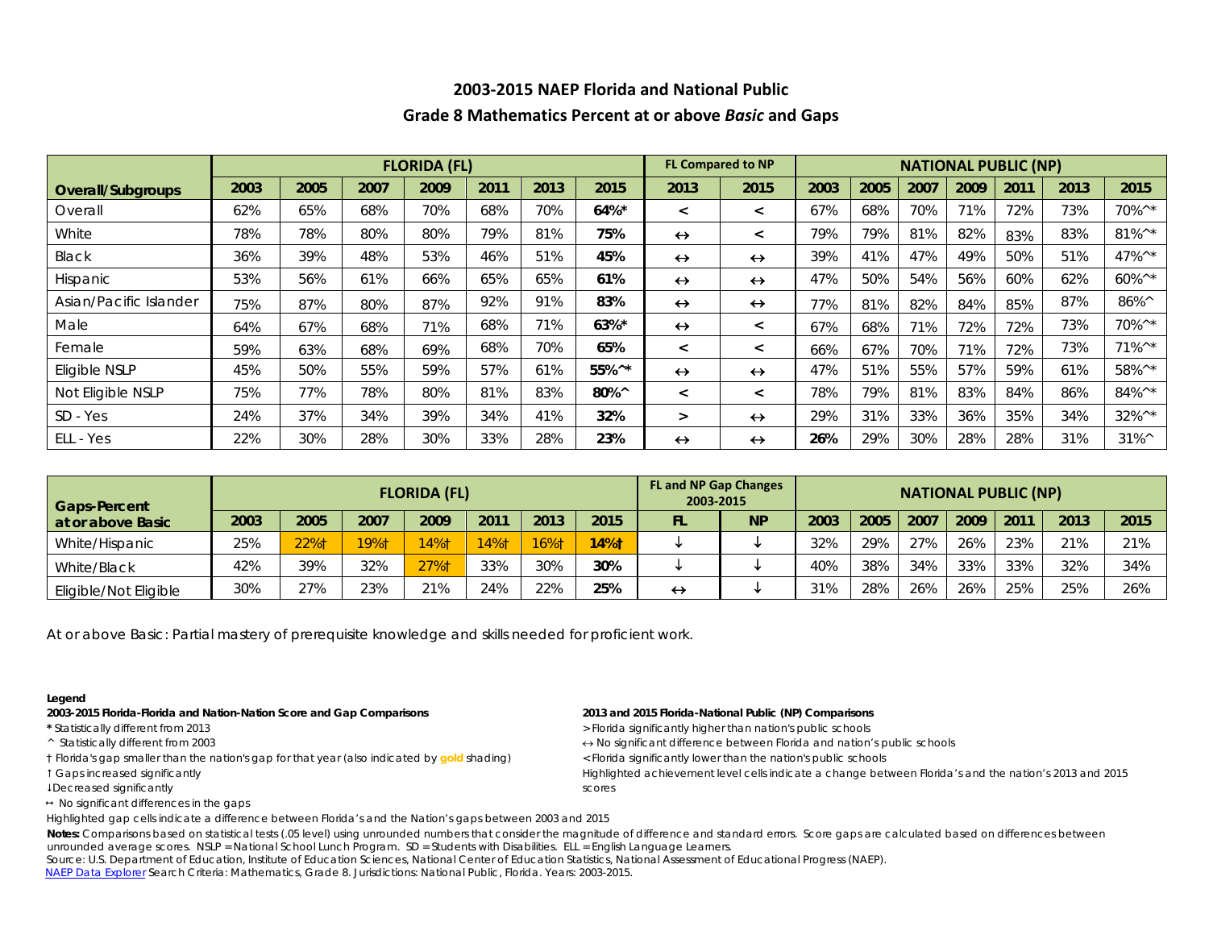# 2003-2015 NAEP Florida and National Public

## Grade 8 Mathematics Percent at or above *Basic* and Gaps

| | FLORIDA (FL) | | | | | | | FL Compared to NP | | NATIONAL PUBLIC (NP) | | | | | | |
|---|---|---|---|---|---|---|---|---|---|---|---|---|---|---|---|---|
| **Overall/Subgroups** | **2003** | **2005** | **2007** | **2009** | **2011** | **2013** | **2015** | **2013** | **2015** | **2003** | **2005** | **2007** | **2009** | **2011** | **2013** | **2015** |
| Overall | 62% | 65% | 68% | 70% | 68% | 70% | **64%*** | < | < | 67% | 68% | 70% | 71% | 72% | 73% | 70%^* |
| White | 78% | 78% | 80% | 80% | 79% | 81% | **75%** | ↔ | < | 79% | 79% | 81% | 82% | 83% | 83% | 81%^* |
| Black | 36% | 39% | 48% | 53% | 46% | 51% | **45%** | ↔ | ↔ | 39% | 41% | 47% | 49% | 50% | 51% | 47%^* |
| Hispanic | 53% | 56% | 61% | 66% | 65% | 65% | **61%** | ↔ | ↔ | 47% | 50% | 54% | 56% | 60% | 62% | 60%^* |
| Asian/Pacific Islander | 75% | 87% | 80% | 87% | 92% | 91% | **83%** | ↔ | ↔ | 77% | 81% | 82% | 84% | 85% | 87% | 86%^ |
| Male | 64% | 67% | 68% | 71% | 68% | 71% | **63%*** | ↔ | < | 67% | 68% | 71% | 72% | 72% | 73% | 70%^* |
| Female | 59% | 63% | 68% | 69% | 68% | 70% | **65%** | < | < | 66% | 67% | 70% | 71% | 72% | 73% | 71%^* |
| Eligible NSLP | 45% | 50% | 55% | 59% | 57% | 61% | **55%^*** | ↔ | ↔ | 47% | 51% | 55% | 57% | 59% | 61% | 58%^* |
| Not Eligible NSLP | 75% | 77% | 78% | 80% | 81% | 83% | **80%^** | < | < | 78% | 79% | 81% | 83% | 84% | 86% | 84%^* |
| SD - Yes | 24% | 37% | 34% | 39% | 34% | 41% | **32%** | > | ↔ | 29% | 31% | 33% | 36% | 35% | 34% | 32%^* |
| ELL - Yes | 22% | 30% | 28% | 30% | 33% | 28% | **23%** | ↔ | ↔ | **26%** | 29% | 30% | 28% | 28% | 31% | 31%^ |

| Gaps-Percent at or above Basic | FLORIDA (FL) | | | | | | | FL and NP Gap Changes 2003-2015 | | NATIONAL PUBLIC (NP) | | | | | | |
|---|---|---|---|---|---|---|---|---|---|---|---|---|---|---|---|---|
| | **2003** | **2005** | **2007** | **2009** | **2011** | **2013** | **2015** | **FL** | **NP** | **2003** | **2005** | **2007** | **2009** | **2011** | **2013** | **2015** |
| White/Hispanic | 25% | 22%† | 19%† | 14%† | 14%† | 16%† | **14%†** | ↓ | ↓ | 32% | 29% | 27% | 26% | 23% | 21% | 21% |
| White/Black | 42% | 39% | 32% | 27%† | 33% | 30% | **30%** | ↓ | ↓ | 40% | 38% | 34% | 33% | 33% | 32% | 34% |
| Eligible/Not Eligible | 30% | 27% | 23% | 21% | 24% | 22% | **25%** | ↔ | ↓ | 31% | 28% | 26% | 26% | 25% | 25% | 26% |

At or above Basic: Partial mastery of prerequisite knowledge and skills needed for proficient work.

**Legend**

**2003-2015 Florida-Florida and Nation-Nation Score and Gap Comparisons**

\* Statistically different from 2013

^ Statistically different from 2003

† Florida's gap smaller than the nation's gap for that year (also indicated by gold shading)

↑ Gaps increased significantly

↓ Decreased significantly

↔ No significant differences in the gaps

Highlighted gap cells indicate a difference between Florida's and the Nation's gaps between 2003 and 2015

**2013 and 2015 Florida-National Public (NP) Comparisons**

> Florida significantly higher than nation's public schools

↔ No significant difference between Florida and nation's public schools

< Florida significantly lower than the nation's public schools

Highlighted achievement level cells indicate a change between Florida's and the nation's 2013 and 2015 scores

**Notes:** Comparisons based on statistical tests (.05 level) using unrounded numbers that consider the magnitude of difference and standard errors. Score gaps are calculated based on differences between unrounded average scores. NSLP = National School Lunch Program. SD = Students with Disabilities. ELL = English Language Learners.

Source: U.S. Department of Education, Institute of Education Sciences, National Center of Education Statistics, National Assessment of Educational Progress (NAEP).

NAEP Data Explorer Search Criteria: Mathematics, Grade 8. Jurisdictions: National Public, Florida. Years: 2003-2015.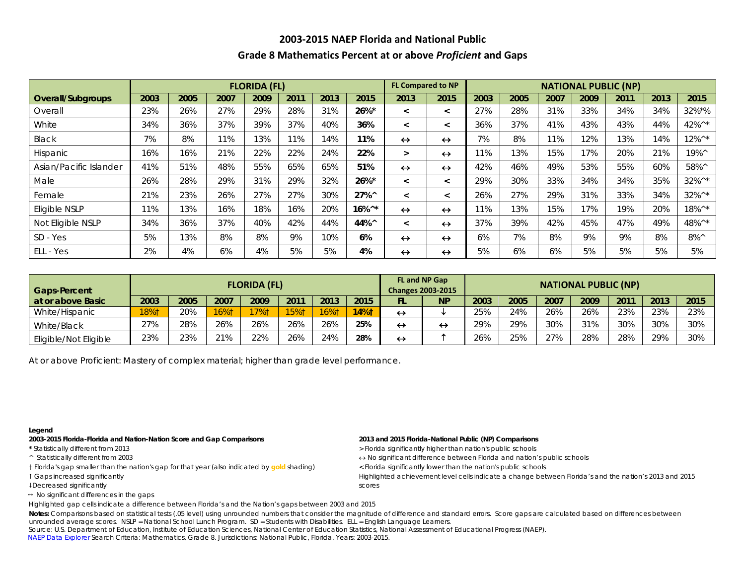## 2003-2015 NAEP Florida and National Public

## Grade 8 Mathematics Percent at or above *Proficient* and Gaps

| | FLORIDA (FL) | | | | | | | FL Compared to NP | | NATIONAL PUBLIC (NP) | | | | | | |
|---|---|---|---|---|---|---|---|---|---|---|---|---|---|---|---|---|
| **Overall/Subgroups** | **2003** | **2005** | **2007** | **2009** | **2011** | **2013** | **2015** | **2013** | **2015** | **2003** | **2005** | **2007** | **2009** | **2011** | **2013** | **2015** |
| Overall | 23% | 26% | 27% | 29% | 28% | 31% | **26%*** | < | < | 27% | 28% | 31% | 33% | 34% | 34% | 32%*% |
| White | 34% | 36% | 37% | 39% | 37% | 40% | **36%** | < | < | 36% | 37% | 41% | 43% | 43% | 44% | 42%^* |
| Black | 7% | 8% | 11% | 13% | 11% | 14% | **11%** | ↔ | ↔ | 7% | 8% | 11% | 12% | 13% | 14% | 12%^* |
| Hispanic | 16% | 16% | 21% | 22% | 22% | 24% | **22%** | > | ↔ | 11% | 13% | 15% | 17% | 20% | 21% | 19%^ |
| Asian/Pacific Islander | 41% | 51% | 48% | 55% | 65% | 65% | **51%** | ↔ | ↔ | 42% | 46% | 49% | 53% | 55% | 60% | 58%^ |
| Male | 26% | 28% | 29% | 31% | 29% | 32% | **26%*** | < | < | 29% | 30% | 33% | 34% | 34% | 35% | 32%^* |
| Female | 21% | 23% | 26% | 27% | 27% | 30% | **27%^** | < | < | 26% | 27% | 29% | 31% | 33% | 34% | 32%^* |
| Eligible NSLP | 11% | 13% | 16% | 18% | 16% | 20% | **16%^*** | ↔ | ↔ | 11% | 13% | 15% | 17% | 19% | 20% | 18%^* |
| Not Eligible NSLP | 34% | 36% | 37% | 40% | 42% | 44% | **44%^** | < | ↔ | 37% | 39% | 42% | 45% | 47% | 49% | 48%^* |
| SD - Yes | 5% | 13% | 8% | 8% | 9% | 10% | **6%** | ↔ | ↔ | 6% | 7% | 8% | 9% | 9% | 8% | 8%^ |
| ELL - Yes | 2% | 4% | 6% | 4% | 5% | 5% | **4%** | ↔ | ↔ | 5% | 6% | 6% | 5% | 5% | 5% | 5% |

| Gaps-Percent | FLORIDA (FL) | | | | | | | FL and NP Gap Changes 2003-2015 | | NATIONAL PUBLIC (NP) | | | | | | |
|---|---|---|---|---|---|---|---|---|---|---|---|---|---|---|---|---|
| **at or above Basic** | **2003** | **2005** | **2007** | **2009** | **2011** | **2013** | **2015** | **FL** | **NP** | **2003** | **2005** | **2007** | **2009** | **2011** | **2013** | **2015** |
| White/Hispanic | 18%† | 20% | 16%† | 17%† | 15%† | 16%† | **14%†** | ↔ | ↓ | 25% | 24% | 26% | 26% | 23% | 23% | 23% |
| White/Black | 27% | 28% | 26% | 26% | 26% | 26% | **25%** | ↔ | ↔ | 29% | 29% | 30% | 31% | 30% | 30% | 30% |
| Eligible/Not Eligible | 23% | 23% | 21% | 22% | 26% | 24% | **28%** | ↔ | ↑ | 26% | 25% | 27% | 28% | 28% | 29% | 30% |

At or above Proficient: Mastery of complex material; higher than grade level performance.

**Legend**

**2003-2015 Florida-Florida and Nation-Nation Score and Gap Comparisons**

\* Statistically different from 2013

^ Statistically different from 2003

† Florida's gap smaller than the nation's gap for that year (also indicated by gold shading)

↑ Gaps increased significantly

↓Decreased significantly

↔ No significant differences in the gaps

Highlighted gap cells indicate a difference between Florida's and the Nation's gaps between 2003 and 2015

**2013 and 2015 Florida-National Public (NP) Comparisons**

> Florida significantly higher than nation's public schools

↔ No significant difference between Florida and nation's public schools

< Florida significantly lower than the nation's public schools

Highlighted achievement level cells indicate a change between Florida's and the nation's 2013 and 2015 scores

**Notes:** Comparisons based on statistical tests (.05 level) using unrounded numbers that consider the magnitude of difference and standard errors. Score gaps are calculated based on differences between unrounded average scores. NSLP = National School Lunch Program. SD = Students with Disabilities. ELL = English Language Learners.
Source: U.S. Department of Education, Institute of Education Sciences, National Center of Education Statistics, National Assessment of Educational Progress (NAEP).
NAEP Data Explorer Search Criteria: Mathematics, Grade 8. Jurisdictions: National Public, Florida. Years: 2003-2015.